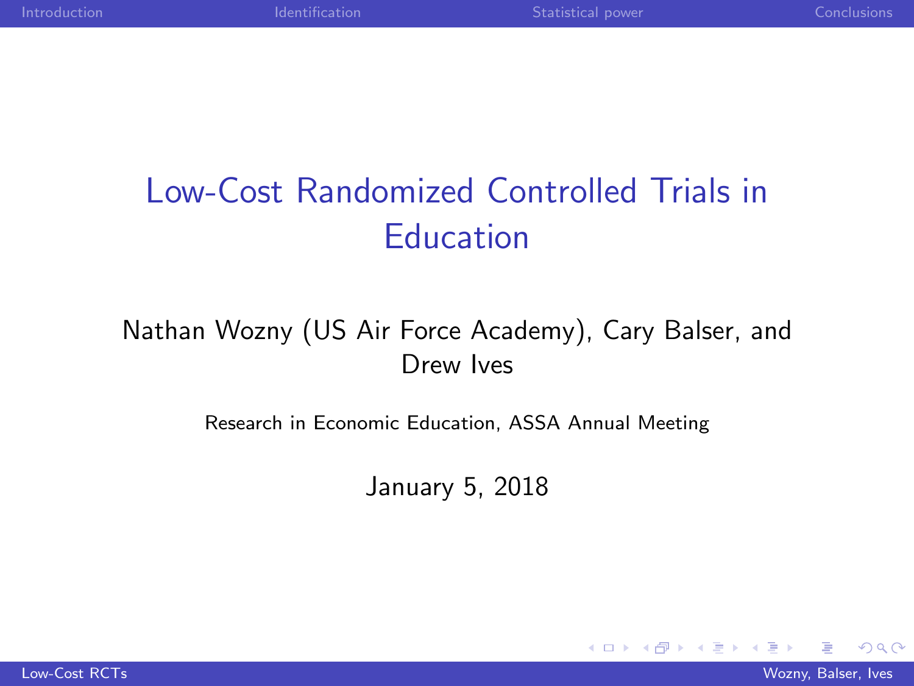# Low-Cost Randomized Controlled Trials in Education

Nathan Wozny (US Air Force Academy), Cary Balser, and Drew Ives

Research in Economic Education, ASSA Annual Meeting

January 5, 2018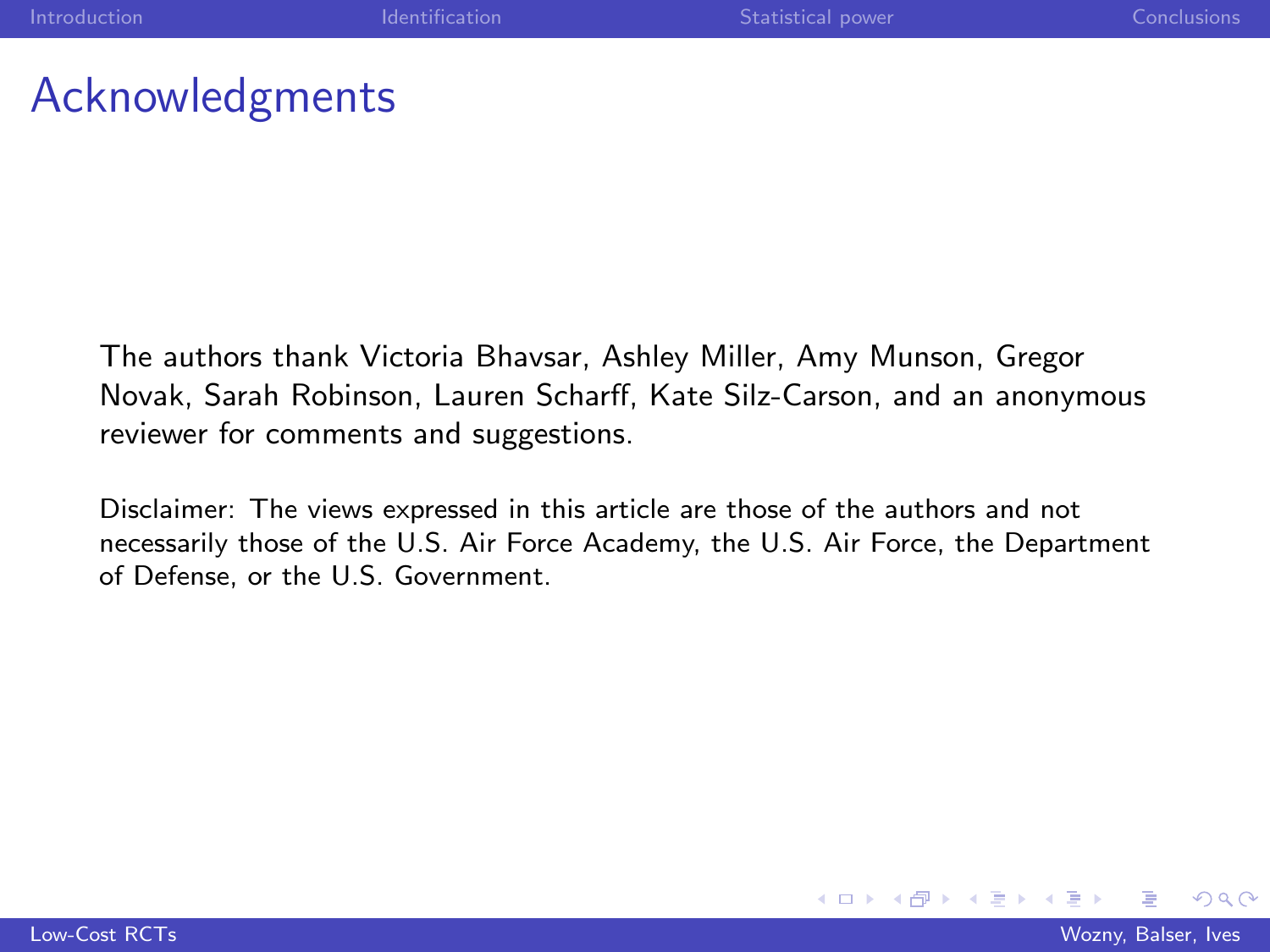# Acknowledgments

The authors thank Victoria Bhavsar, Ashley Miller, Amy Munson, Gregor Novak, Sarah Robinson, Lauren Scharff, Kate Silz-Carson, and an anonymous reviewer for comments and suggestions.

Disclaimer: The views expressed in this article are those of the authors and not necessarily those of the U.S. Air Force Academy, the U.S. Air Force, the Department of Defense, or the U.S. Government.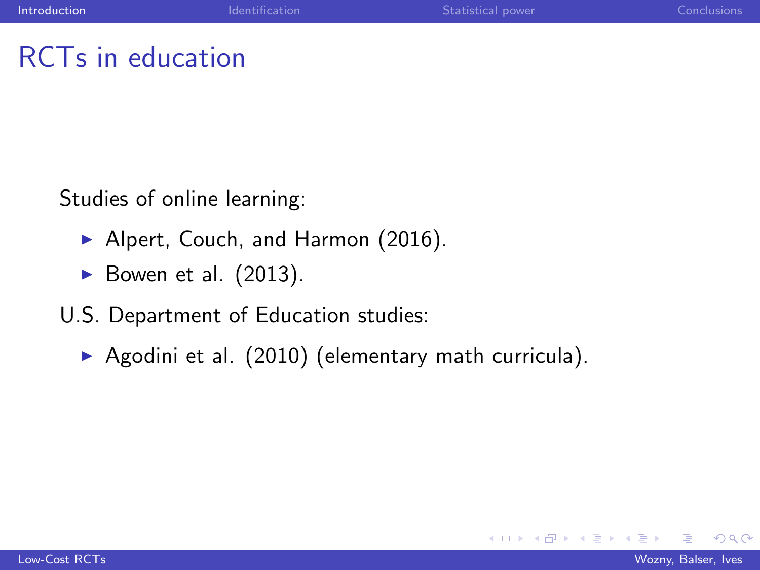## RCTs in education

Studies of online learning:

- Alpert, Couch, and Harmon (2016).
- Bowen et al. (2013).

U.S. Department of Education studies:

- Agodini et al. (2010) (elementary math curricula).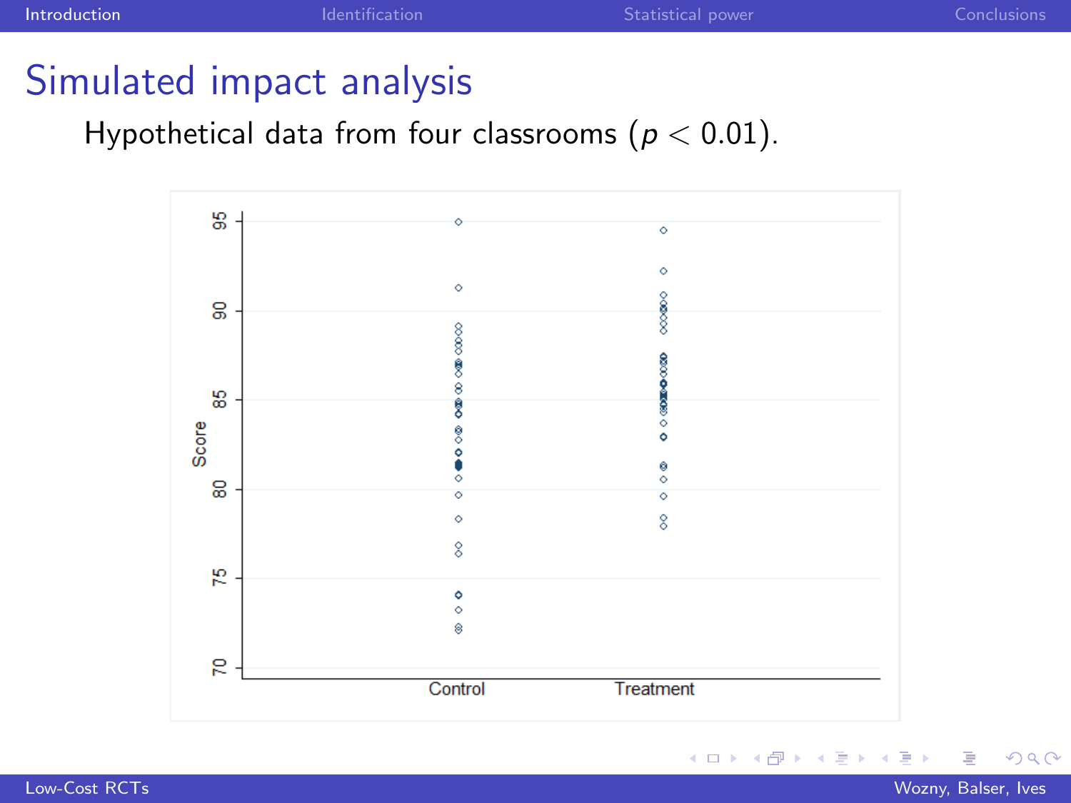# Simulated impact analysis

Hypothetical data from four classrooms ($p < 0.01$).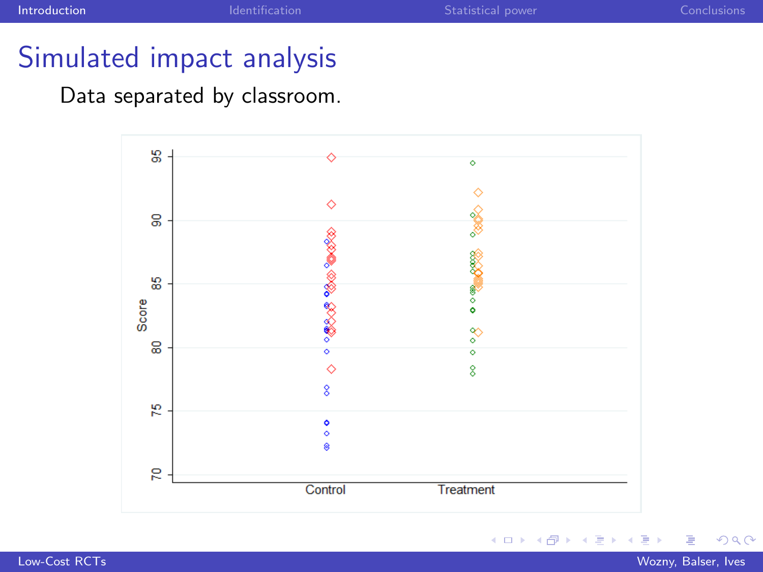# Simulated impact analysis

Data separated by classroom.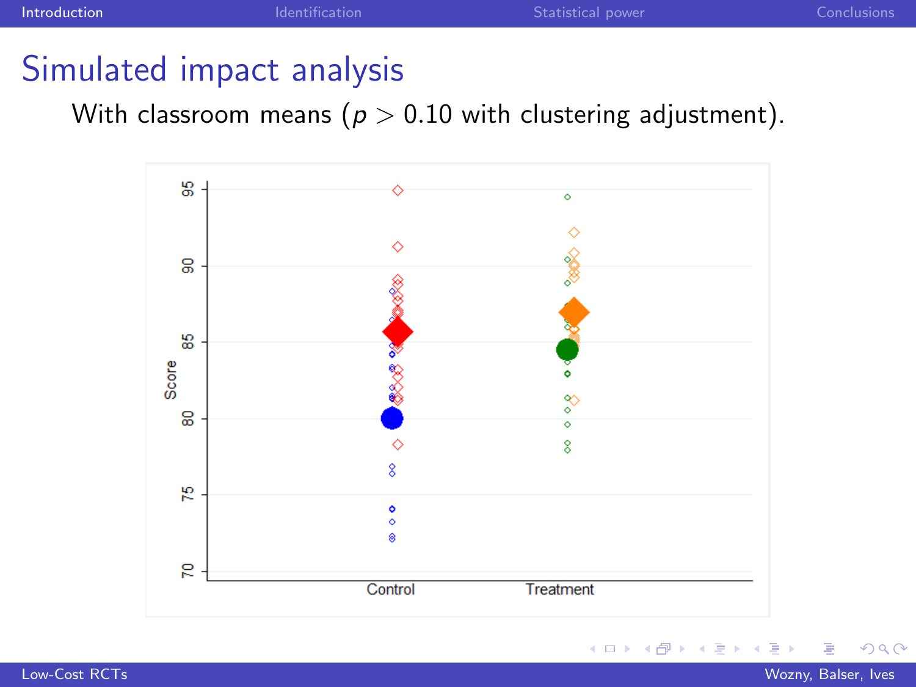# Simulated impact analysis

With classroom means ($p > 0.10$ with clustering adjustment).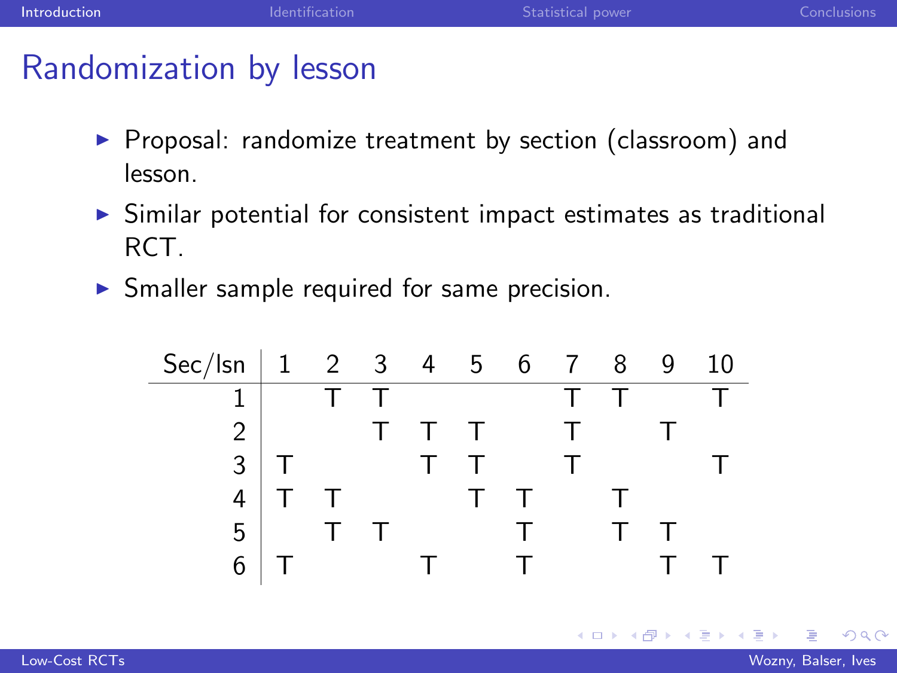## Randomization by lesson

- Proposal: randomize treatment by section (classroom) and lesson.
- Similar potential for consistent impact estimates as traditional RCT.
- Smaller sample required for same precision.

| Sec/lsn | 1 | 2 | 3 | 4 | 5 | 6 | 7 | 8 | 9 | 10 |
|---|---|---|---|---|---|---|---|---|---|---|
| 1 | | T | T | | | | T | T | | T |
| 2 | | | T | T | T | | T | | T | |
| 3 | T | | | T | T | | T | | | T |
| 4 | T | T | | | T | T | | T | | |
| 5 | | T | T | | | T | | T | T | |
| 6 | T | | | T | | T | | | T | T |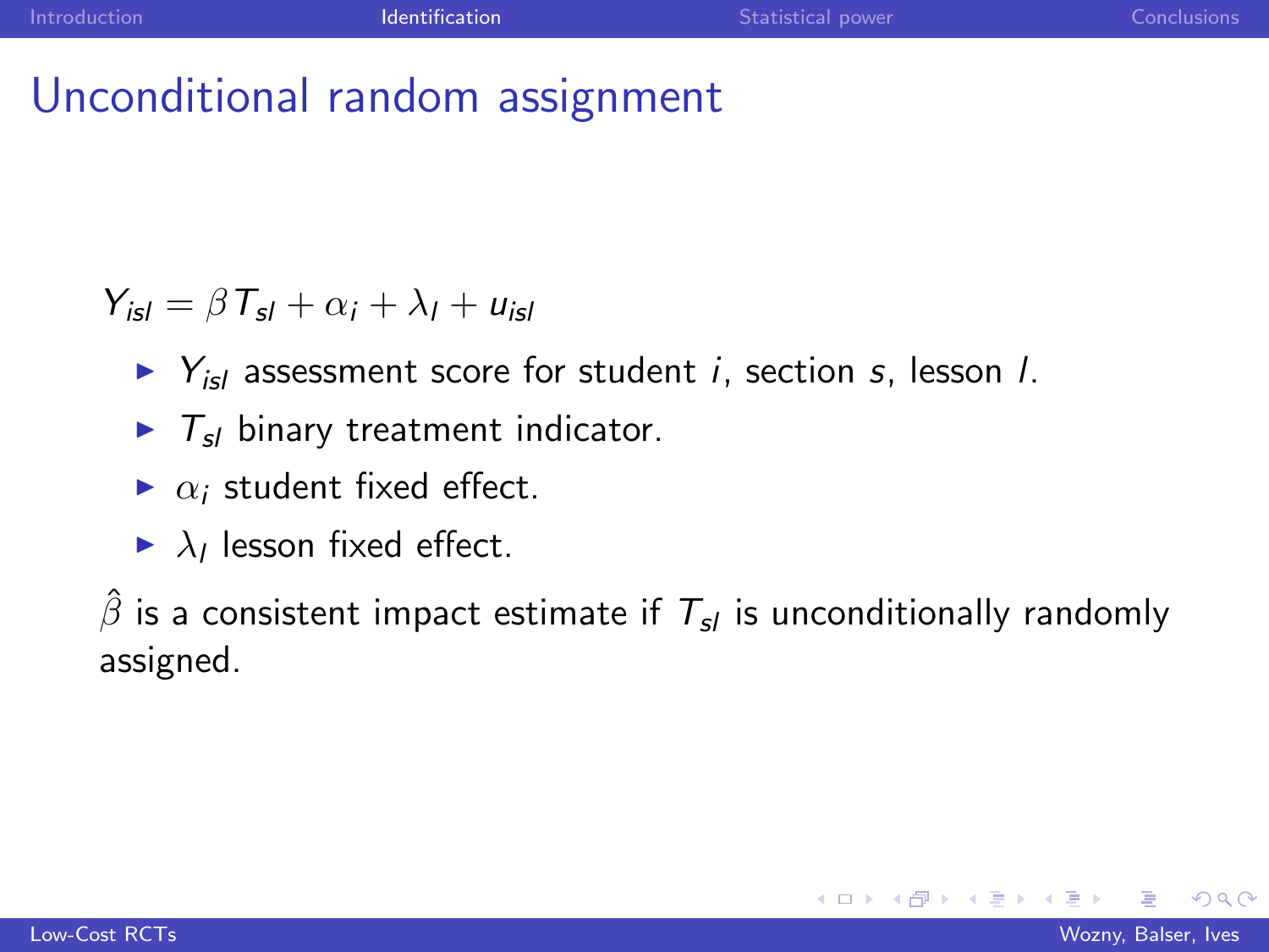# Unconditional random assignment

$$Y_{isl} = \beta T_{sl} + \alpha_i + \lambda_l + u_{isl}$$

- $Y_{isl}$ assessment score for student $i$, section $s$, lesson $l$.
- $T_{sl}$ binary treatment indicator.
- $\alpha_i$ student fixed effect.
- $\lambda_l$ lesson fixed effect.

$\hat{\beta}$ is a consistent impact estimate if $T_{sl}$ is unconditionally randomly assigned.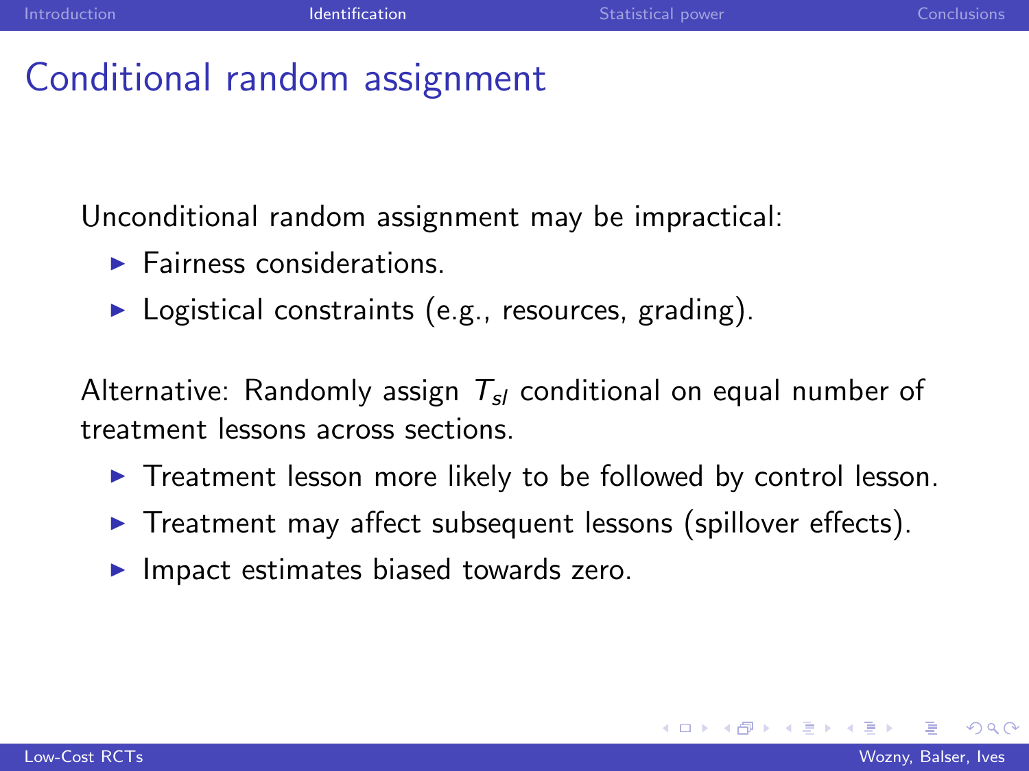# Conditional random assignment

Unconditional random assignment may be impractical:

- Fairness considerations.
- Logistical constraints (e.g., resources, grading).

Alternative: Randomly assign $T_{sl}$ conditional on equal number of treatment lessons across sections.

- Treatment lesson more likely to be followed by control lesson.
- Treatment may affect subsequent lessons (spillover effects).
- Impact estimates biased towards zero.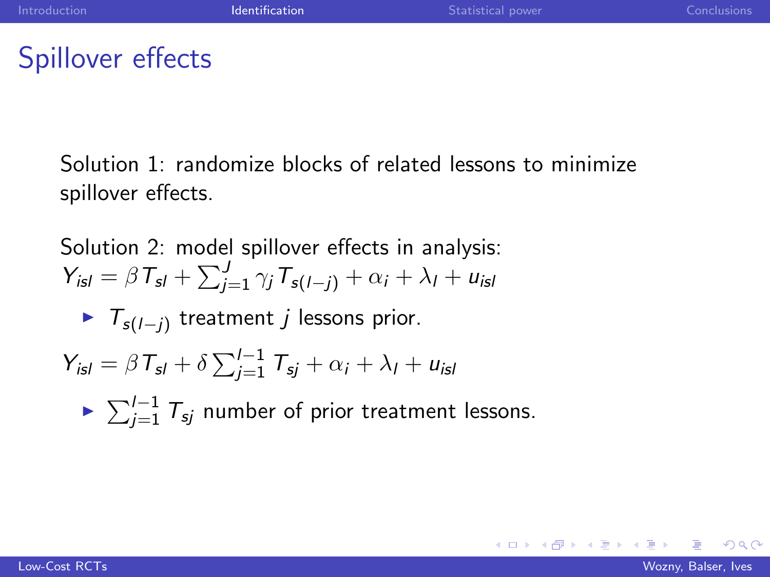# Spillover effects

Solution 1: randomize blocks of related lessons to minimize spillover effects.

Solution 2: model spillover effects in analysis:

$$Y_{isl} = \beta T_{sl} + \sum_{j=1}^{J} \gamma_j T_{s(l-j)} + \alpha_i + \lambda_l + u_{isl}$$

- $T_{s(l-j)}$ treatment $j$ lessons prior.

$$Y_{isl} = \beta T_{sl} + \delta \sum_{j=1}^{l-1} T_{sj} + \alpha_i + \lambda_l + u_{isl}$$

- $\sum_{j=1}^{l-1} T_{sj}$ number of prior treatment lessons.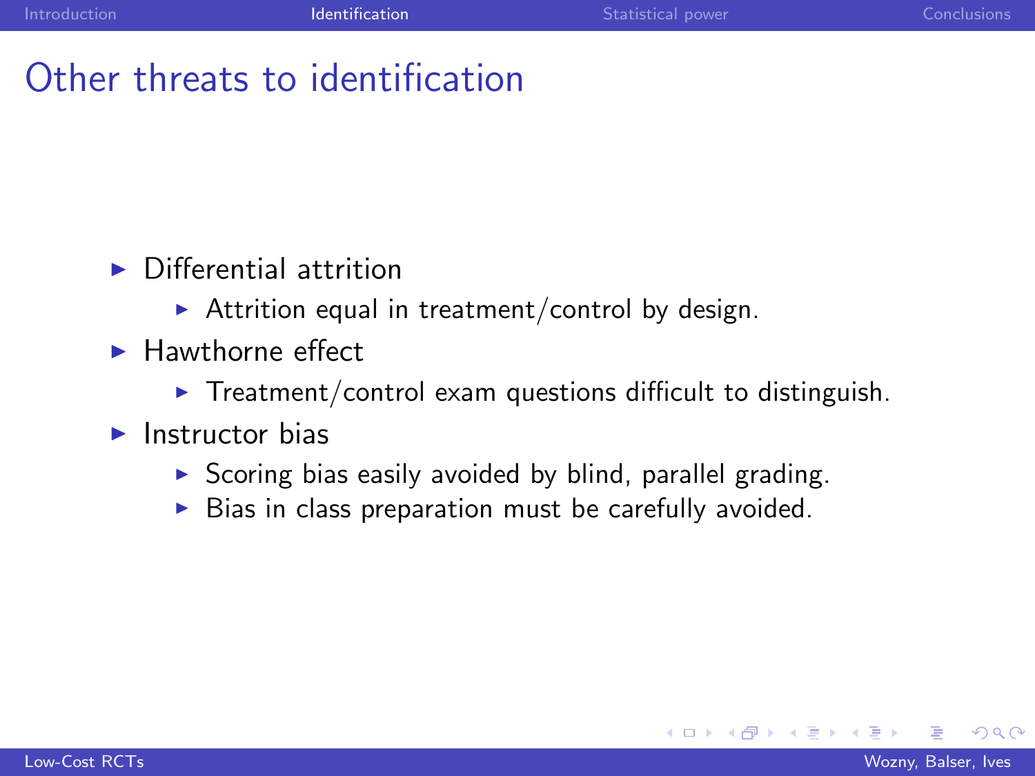# Other threats to identification

- Differential attrition
  - Attrition equal in treatment/control by design.
- Hawthorne effect
  - Treatment/control exam questions difficult to distinguish.
- Instructor bias
  - Scoring bias easily avoided by blind, parallel grading.
  - Bias in class preparation must be carefully avoided.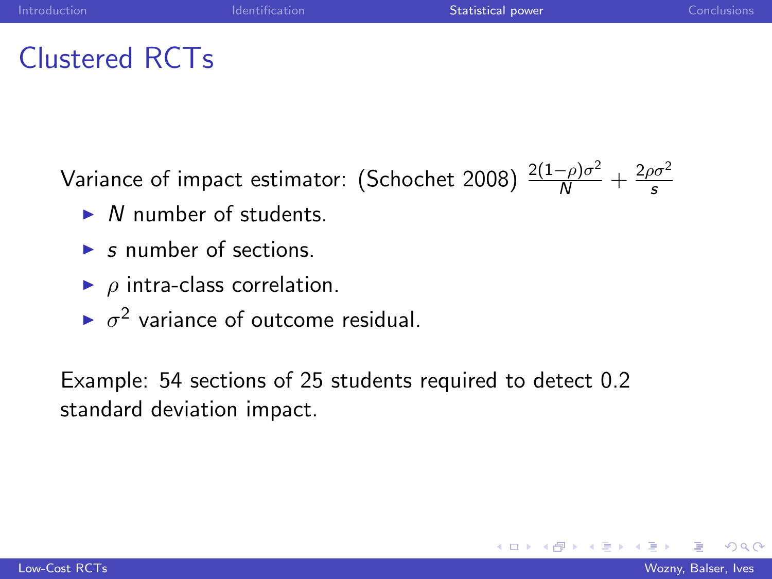# Clustered RCTs

Variance of impact estimator: (Schochet 2008) $\frac{2(1-\rho)\sigma^2}{N} + \frac{2\rho\sigma^2}{s}$

- $N$ number of students.
- $s$ number of sections.
- $\rho$ intra-class correlation.
- $\sigma^2$ variance of outcome residual.

Example: 54 sections of 25 students required to detect 0.2 standard deviation impact.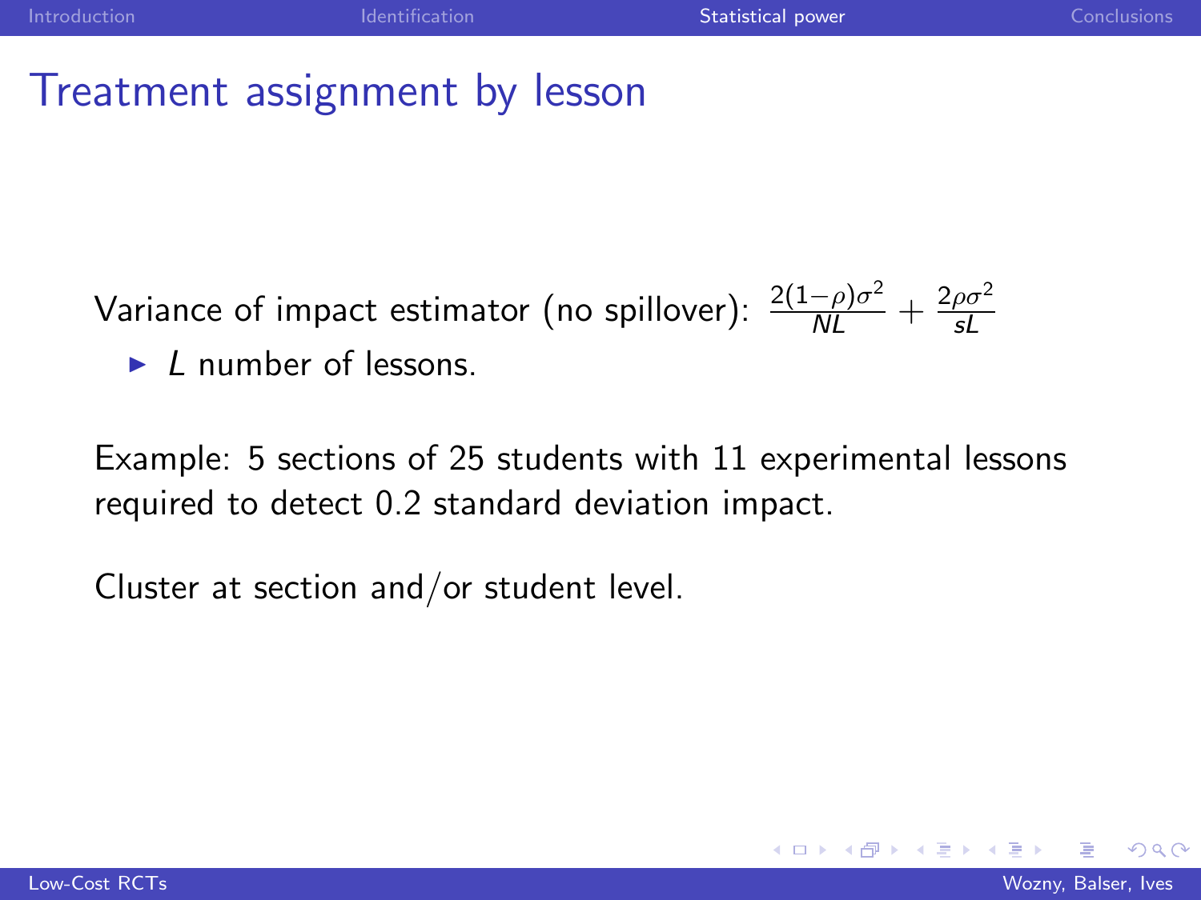# Treatment assignment by lesson

Variance of impact estimator (no spillover): $\frac{2(1-\rho)\sigma^2}{NL} + \frac{2\rho\sigma^2}{sL}$

- $L$ number of lessons.

Example: 5 sections of 25 students with 11 experimental lessons required to detect 0.2 standard deviation impact.

Cluster at section and/or student level.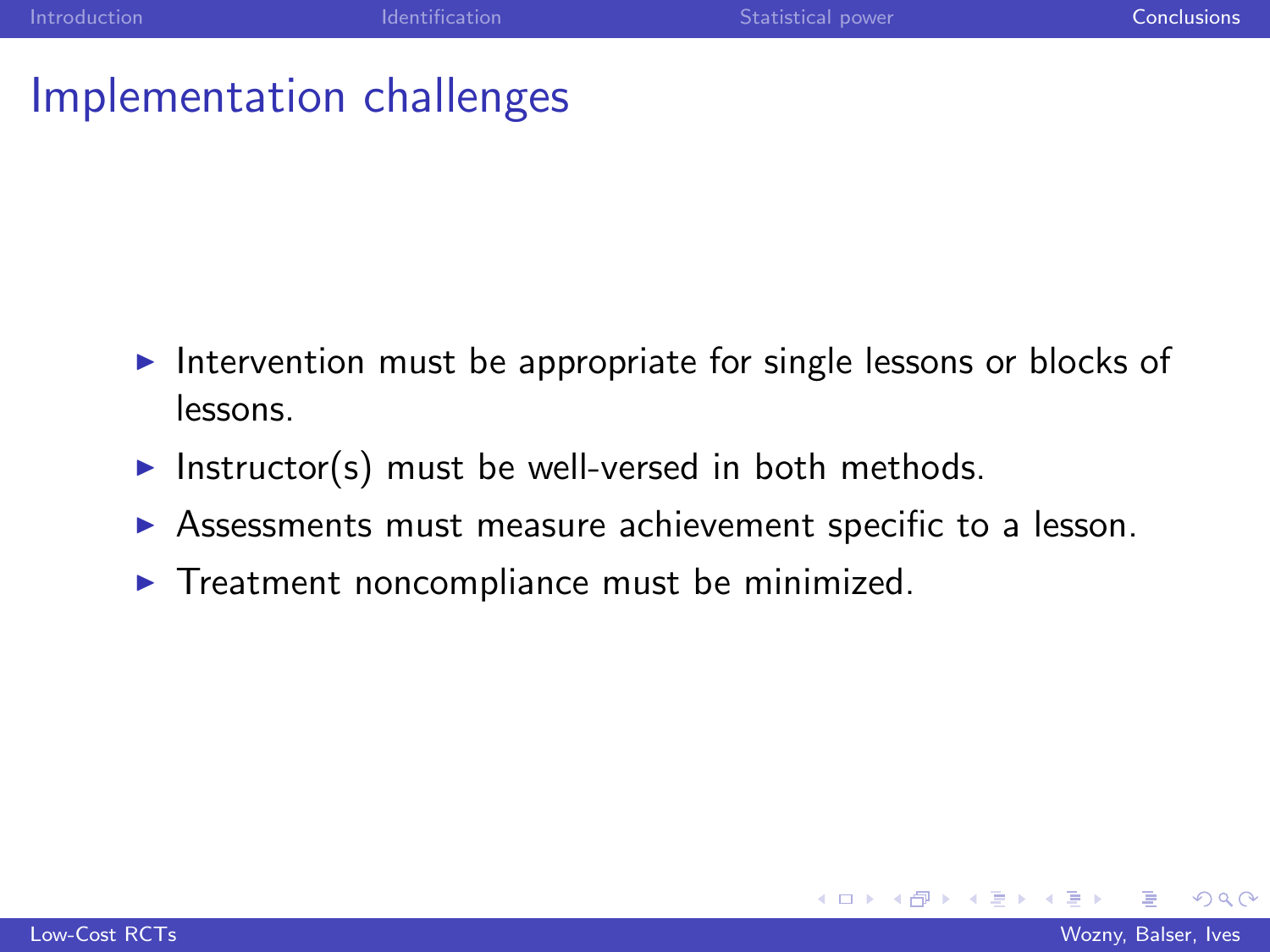# Implementation challenges

- Intervention must be appropriate for single lessons or blocks of lessons.
- Instructor(s) must be well-versed in both methods.
- Assessments must measure achievement specific to a lesson.
- Treatment noncompliance must be minimized.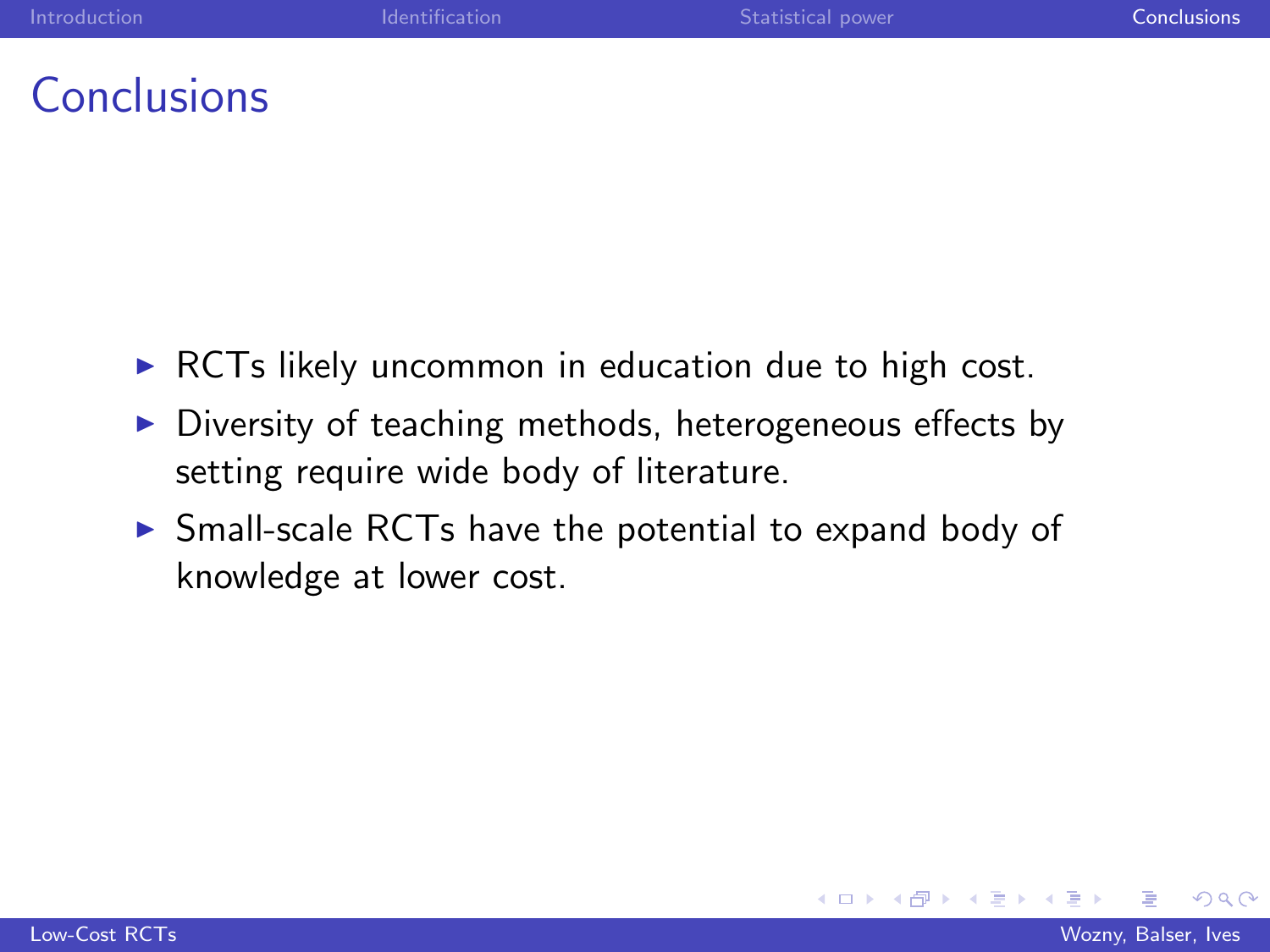# Conclusions

- RCTs likely uncommon in education due to high cost.
- Diversity of teaching methods, heterogeneous effects by setting require wide body of literature.
- Small-scale RCTs have the potential to expand body of knowledge at lower cost.